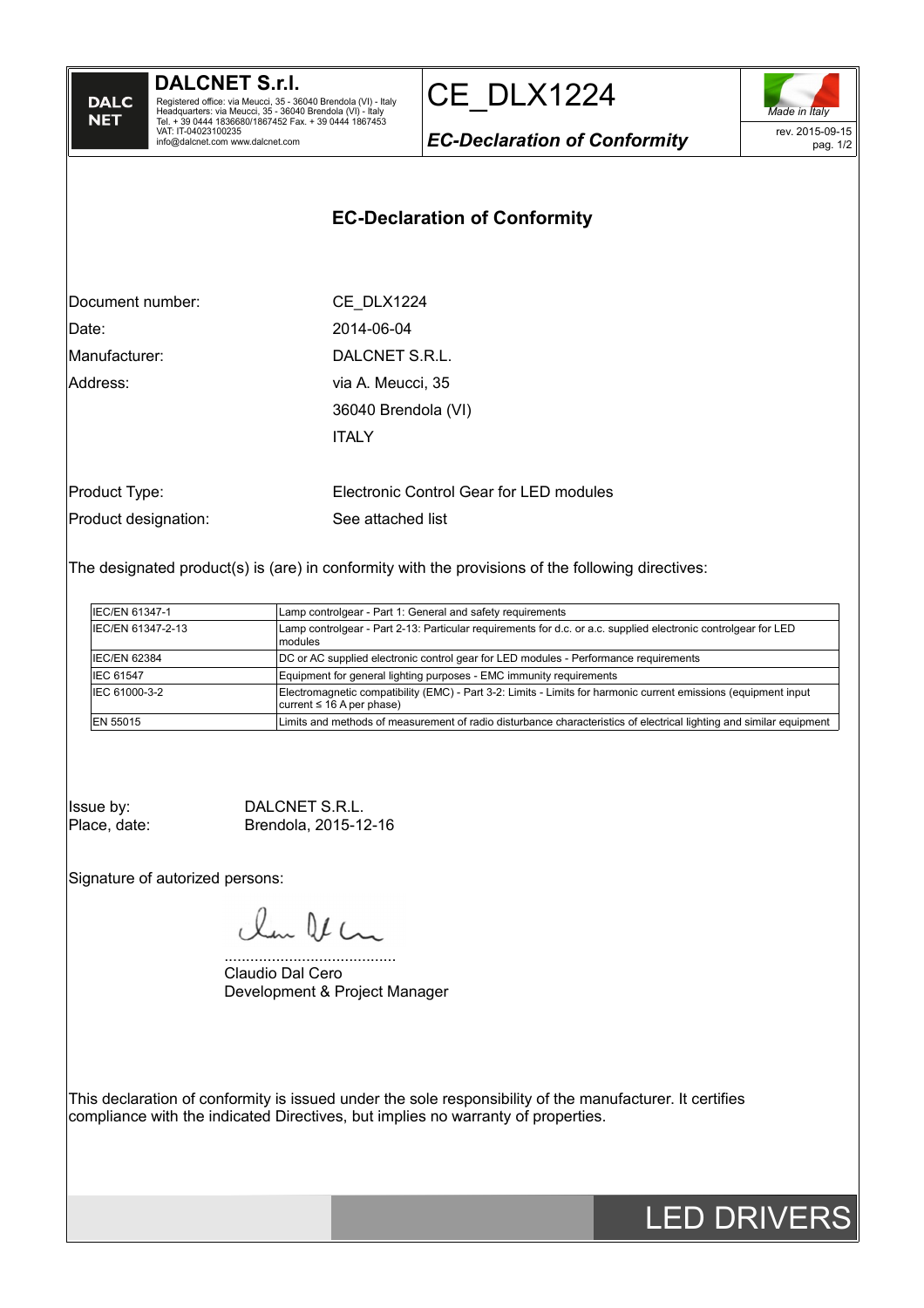# EC-Declaration of Conformity

| | |
|---|---|
| Document number: | CE_DLX1224 |
| Date: | 2014-06-04 |
| Manufacturer: | DALCNET S.R.L. |
| Address: | via A. Meucci, 35<br>36040 Brendola (VI)<br>ITALY |

| | |
|---|---|
| Product Type: | Electronic Control Gear for LED modules |
| Product designation: | See attached list |

The designated product(s) is (are) in conformity with the provisions of the following directives:

| | |
|---|---|
| IEC/EN 61347-1 | Lamp controlgear - Part 1: General and safety requirements |
| IEC/EN 61347-2-13 | Lamp controlgear - Part 2-13: Particular requirements for d.c. or a.c. supplied electronic controlgear for LED modules |
| IEC/EN 62384 | DC or AC supplied electronic control gear for LED modules - Performance requirements |
| IEC 61547 | Equipment for general lighting purposes - EMC immunity requirements |
| IEC 61000-3-2 | Electromagnetic compatibility (EMC) - Part 3-2: Limits - Limits for harmonic current emissions (equipment input current ≤ 16 A per phase) |
| EN 55015 | Limits and methods of measurement of radio disturbance characteristics of electrical lighting and similar equipment |

Issue by: DALCNET S.R.L.
Place, date: Brendola, 2015-12-16

Signature of autorized persons:

........................................
Claudio Dal Cero
Development & Project Manager

This declaration of conformity is issued under the sole responsibility of the manufacturer. It certifies compliance with the indicated Directives, but implies no warranty of properties.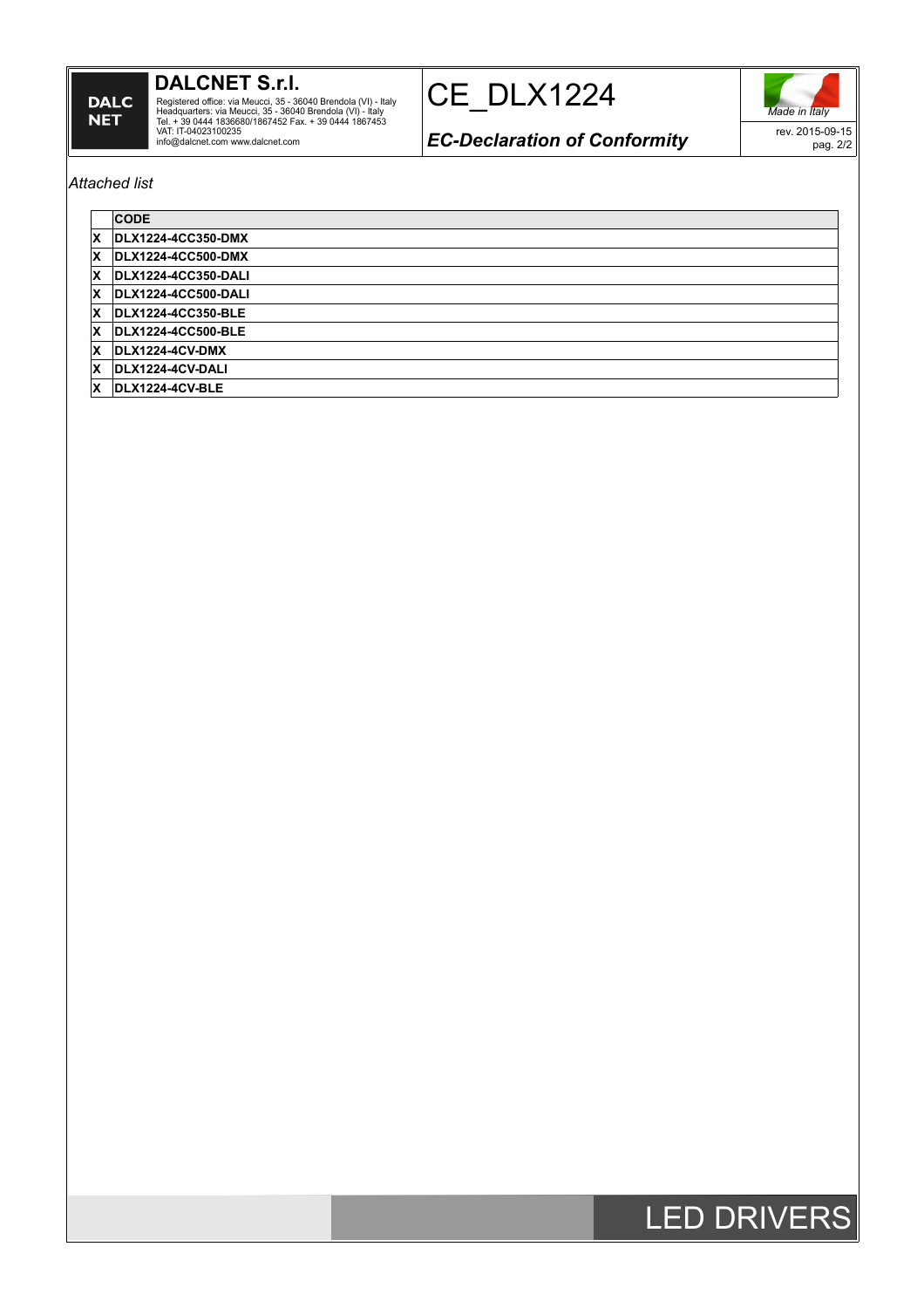*Attached list*

| | CODE |
|---|---|
| X | DLX1224-4CC350-DMX |
| X | DLX1224-4CC500-DMX |
| X | DLX1224-4CC350-DALI |
| X | DLX1224-4CC500-DALI |
| X | DLX1224-4CC350-BLE |
| X | DLX1224-4CC500-BLE |
| X | DLX1224-4CV-DMX |
| X | DLX1224-4CV-DALI |
| X | DLX1224-4CV-BLE |